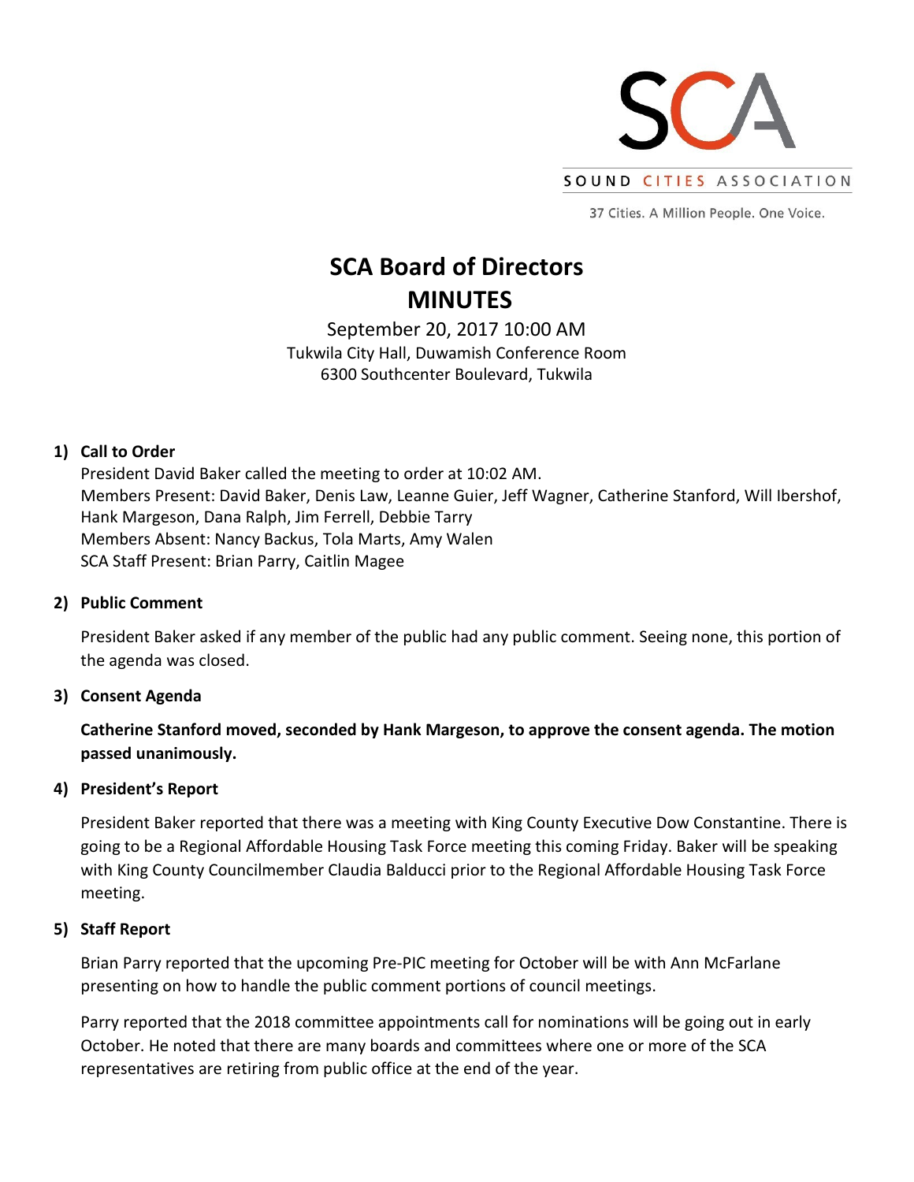SCA

SOUND CITIES ASSOCIATION

37 Cities. A Million People. One Voice.

# SCA Board of Directors
# MINUTES

September 20, 2017 10:00 AM
Tukwila City Hall, Duwamish Conference Room
6300 Southcenter Boulevard, Tukwila

## 1) Call to Order

President David Baker called the meeting to order at 10:02 AM.
Members Present: David Baker, Denis Law, Leanne Guier, Jeff Wagner, Catherine Stanford, Will Ibershof, Hank Margeson, Dana Ralph, Jim Ferrell, Debbie Tarry
Members Absent: Nancy Backus, Tola Marts, Amy Walen
SCA Staff Present: Brian Parry, Caitlin Magee

## 2) Public Comment

President Baker asked if any member of the public had any public comment. Seeing none, this portion of the agenda was closed.

## 3) Consent Agenda

**Catherine Stanford moved, seconded by Hank Margeson, to approve the consent agenda. The motion passed unanimously.**

## 4) President's Report

President Baker reported that there was a meeting with King County Executive Dow Constantine. There is going to be a Regional Affordable Housing Task Force meeting this coming Friday. Baker will be speaking with King County Councilmember Claudia Balducci prior to the Regional Affordable Housing Task Force meeting.

## 5) Staff Report

Brian Parry reported that the upcoming Pre-PIC meeting for October will be with Ann McFarlane presenting on how to handle the public comment portions of council meetings.

Parry reported that the 2018 committee appointments call for nominations will be going out in early October. He noted that there are many boards and committees where one or more of the SCA representatives are retiring from public office at the end of the year.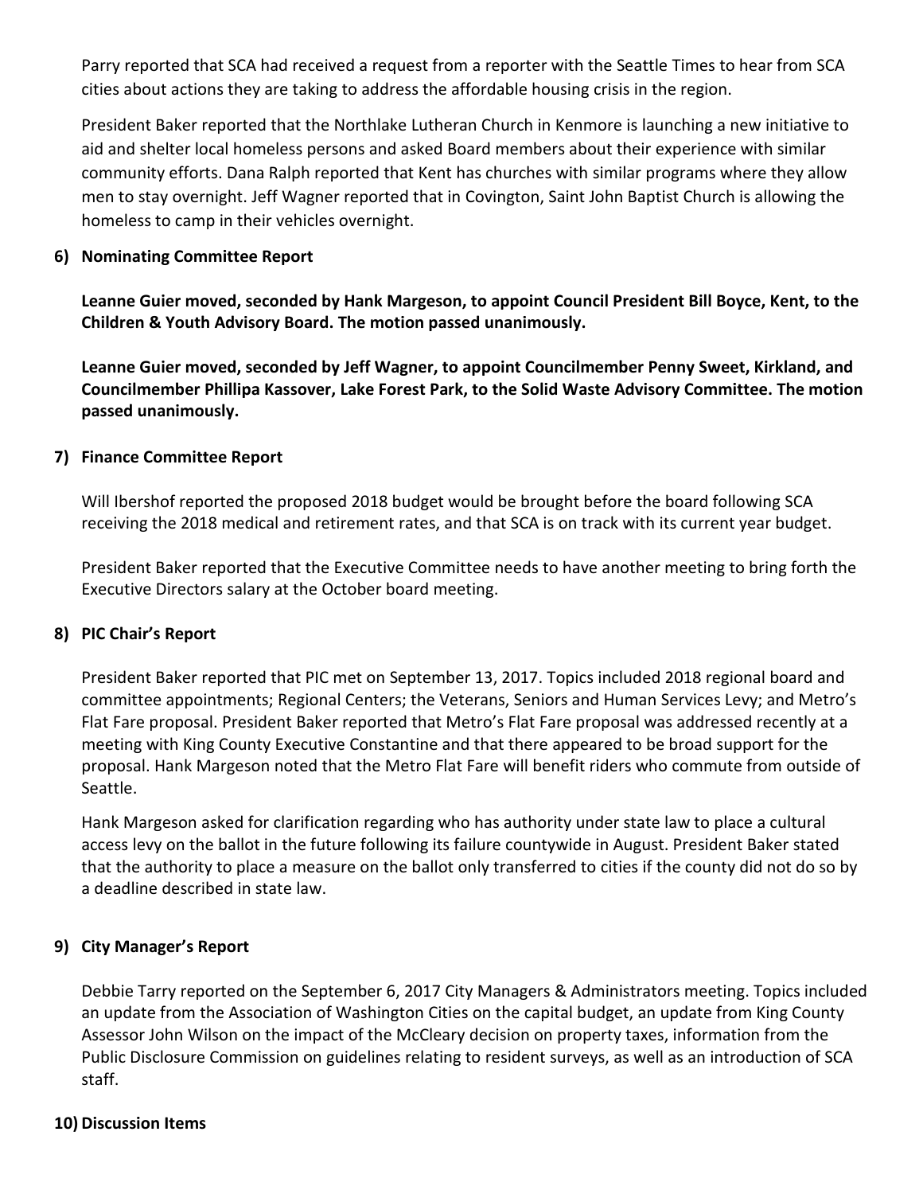Parry reported that SCA had received a request from a reporter with the Seattle Times to hear from SCA cities about actions they are taking to address the affordable housing crisis in the region.

President Baker reported that the Northlake Lutheran Church in Kenmore is launching a new initiative to aid and shelter local homeless persons and asked Board members about their experience with similar community efforts. Dana Ralph reported that Kent has churches with similar programs where they allow men to stay overnight. Jeff Wagner reported that in Covington, Saint John Baptist Church is allowing the homeless to camp in their vehicles overnight.

## 6) Nominating Committee Report

**Leanne Guier moved, seconded by Hank Margeson, to appoint Council President Bill Boyce, Kent, to the Children & Youth Advisory Board. The motion passed unanimously.**

**Leanne Guier moved, seconded by Jeff Wagner, to appoint Councilmember Penny Sweet, Kirkland, and Councilmember Phillipa Kassover, Lake Forest Park, to the Solid Waste Advisory Committee. The motion passed unanimously.**

## 7) Finance Committee Report

Will Ibershof reported the proposed 2018 budget would be brought before the board following SCA receiving the 2018 medical and retirement rates, and that SCA is on track with its current year budget.

President Baker reported that the Executive Committee needs to have another meeting to bring forth the Executive Directors salary at the October board meeting.

## 8) PIC Chair's Report

President Baker reported that PIC met on September 13, 2017. Topics included 2018 regional board and committee appointments; Regional Centers; the Veterans, Seniors and Human Services Levy; and Metro's Flat Fare proposal. President Baker reported that Metro's Flat Fare proposal was addressed recently at a meeting with King County Executive Constantine and that there appeared to be broad support for the proposal. Hank Margeson noted that the Metro Flat Fare will benefit riders who commute from outside of Seattle.

Hank Margeson asked for clarification regarding who has authority under state law to place a cultural access levy on the ballot in the future following its failure countywide in August. President Baker stated that the authority to place a measure on the ballot only transferred to cities if the county did not do so by a deadline described in state law.

## 9) City Manager's Report

Debbie Tarry reported on the September 6, 2017 City Managers & Administrators meeting. Topics included an update from the Association of Washington Cities on the capital budget, an update from King County Assessor John Wilson on the impact of the McCleary decision on property taxes, information from the Public Disclosure Commission on guidelines relating to resident surveys, as well as an introduction of SCA staff.

## 10) Discussion Items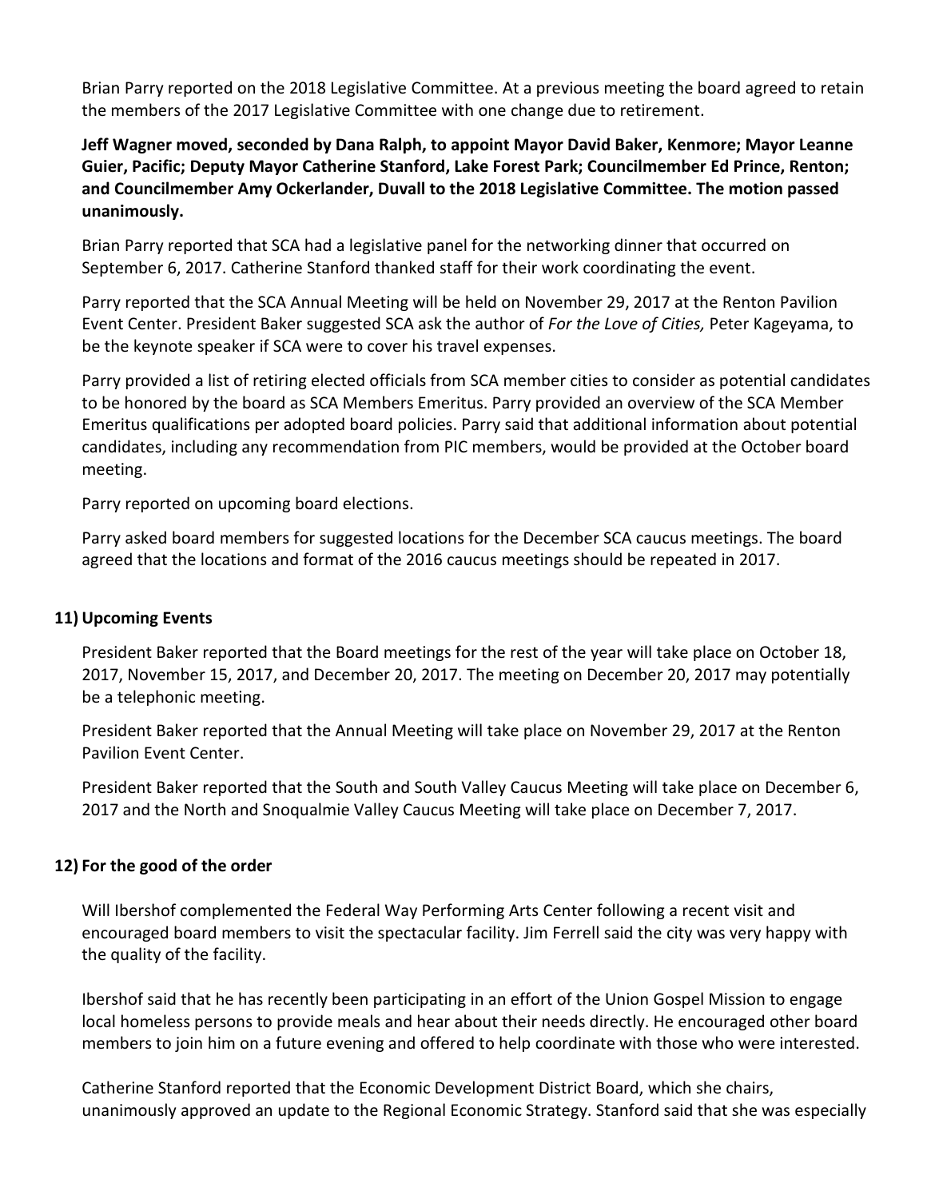Brian Parry reported on the 2018 Legislative Committee. At a previous meeting the board agreed to retain the members of the 2017 Legislative Committee with one change due to retirement.

**Jeff Wagner moved, seconded by Dana Ralph, to appoint Mayor David Baker, Kenmore; Mayor Leanne Guier, Pacific; Deputy Mayor Catherine Stanford, Lake Forest Park; Councilmember Ed Prince, Renton; and Councilmember Amy Ockerlander, Duvall to the 2018 Legislative Committee. The motion passed unanimously.**

Brian Parry reported that SCA had a legislative panel for the networking dinner that occurred on September 6, 2017. Catherine Stanford thanked staff for their work coordinating the event.

Parry reported that the SCA Annual Meeting will be held on November 29, 2017 at the Renton Pavilion Event Center. President Baker suggested SCA ask the author of *For the Love of Cities,* Peter Kageyama, to be the keynote speaker if SCA were to cover his travel expenses.

Parry provided a list of retiring elected officials from SCA member cities to consider as potential candidates to be honored by the board as SCA Members Emeritus. Parry provided an overview of the SCA Member Emeritus qualifications per adopted board policies. Parry said that additional information about potential candidates, including any recommendation from PIC members, would be provided at the October board meeting.

Parry reported on upcoming board elections.

Parry asked board members for suggested locations for the December SCA caucus meetings. The board agreed that the locations and format of the 2016 caucus meetings should be repeated in 2017.

## 11) Upcoming Events

President Baker reported that the Board meetings for the rest of the year will take place on October 18, 2017, November 15, 2017, and December 20, 2017. The meeting on December 20, 2017 may potentially be a telephonic meeting.

President Baker reported that the Annual Meeting will take place on November 29, 2017 at the Renton Pavilion Event Center.

President Baker reported that the South and South Valley Caucus Meeting will take place on December 6, 2017 and the North and Snoqualmie Valley Caucus Meeting will take place on December 7, 2017.

## 12) For the good of the order

Will Ibershof complemented the Federal Way Performing Arts Center following a recent visit and encouraged board members to visit the spectacular facility. Jim Ferrell said the city was very happy with the quality of the facility.

Ibershof said that he has recently been participating in an effort of the Union Gospel Mission to engage local homeless persons to provide meals and hear about their needs directly. He encouraged other board members to join him on a future evening and offered to help coordinate with those who were interested.

Catherine Stanford reported that the Economic Development District Board, which she chairs, unanimously approved an update to the Regional Economic Strategy. Stanford said that she was especially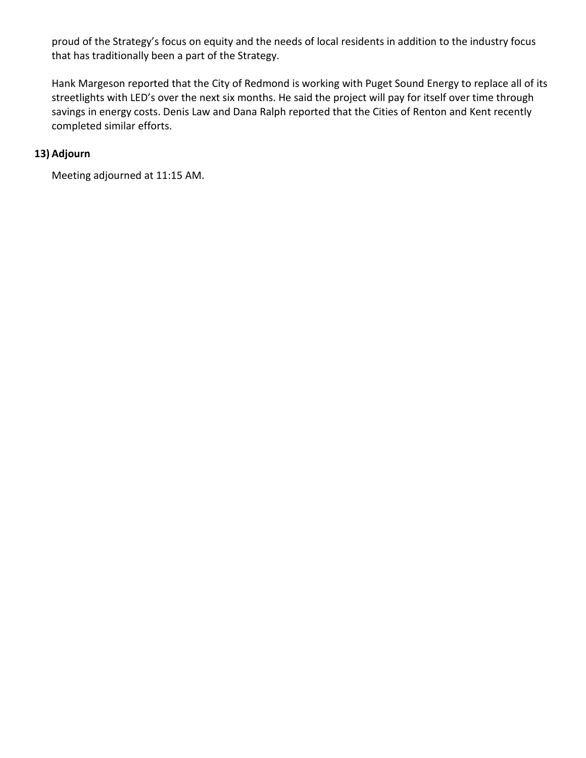proud of the Strategy's focus on equity and the needs of local residents in addition to the industry focus that has traditionally been a part of the Strategy.

Hank Margeson reported that the City of Redmond is working with Puget Sound Energy to replace all of its streetlights with LED's over the next six months. He said the project will pay for itself over time through savings in energy costs. Denis Law and Dana Ralph reported that the Cities of Renton and Kent recently completed similar efforts.

**13) Adjourn**

Meeting adjourned at 11:15 AM.